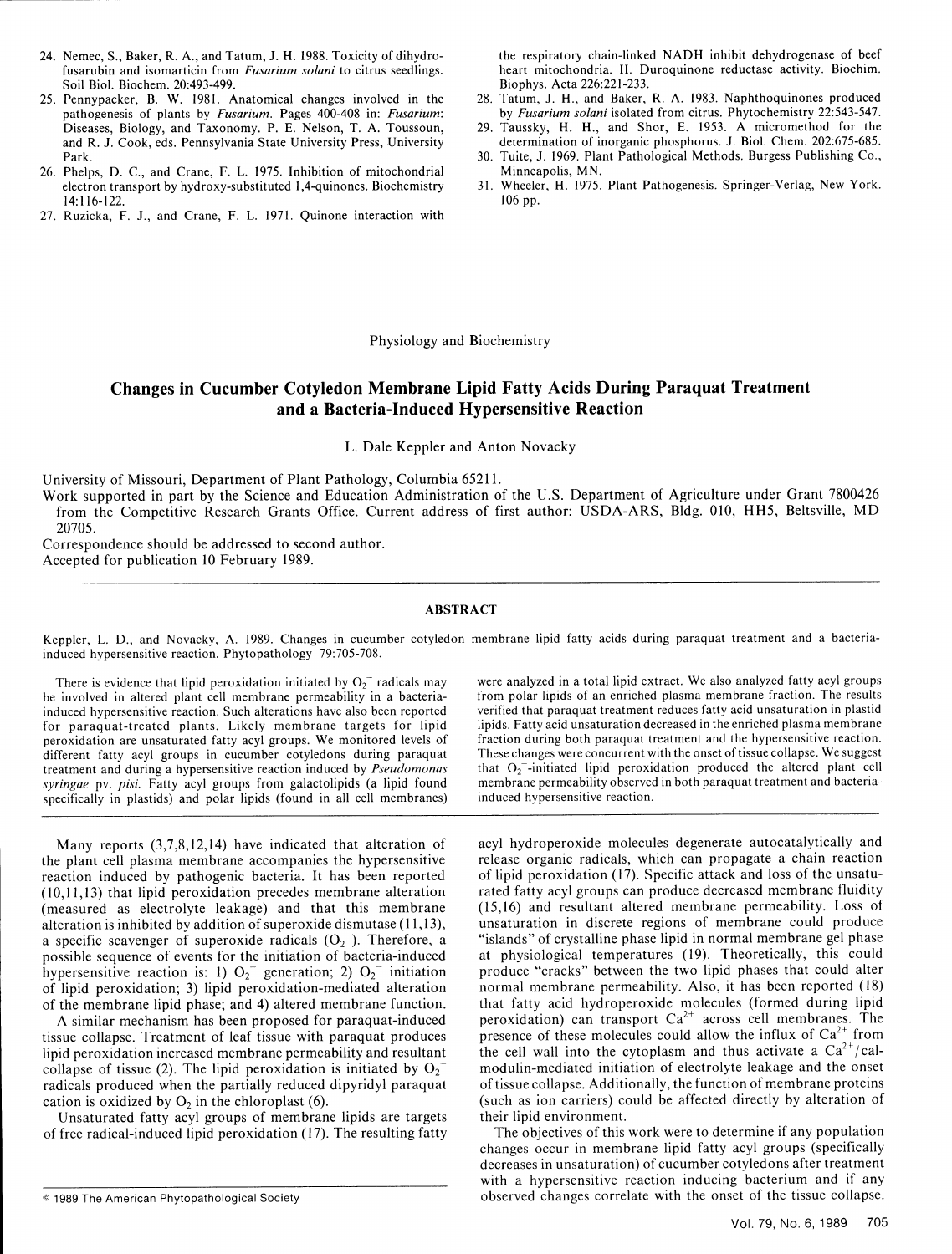24. Nemec, S., Baker, R. A., and Tatum, J. H. 1988. Toxicity of dihydrofusarubin and isomarticin from *Fusarium solani* to citrus seedlings. Soil Biol. Biochem. 20:493-499.
25. Pennypacker, B. W. 1981. Anatomical changes involved in the pathogenesis of plants by *Fusarium*. Pages 400-408 in: *Fusarium*: Diseases, Biology, and Taxonomy. P. E. Nelson, T. A. Toussoun, and R. J. Cook, eds. Pennsylvania State University Press, University Park.
26. Phelps, D. C., and Crane, F. L. 1975. Inhibition of mitochondrial electron transport by hydroxy-substituted 1,4-quinones. Biochemistry 14:116-122.
27. Ruzicka, F. J., and Crane, F. L. 1971. Quinone interaction with the respiratory chain-linked NADH inhibit dehydrogenase of beef heart mitochondria. II. Duroquinone reductase activity. Biochim. Biophys. Acta 226:221-233.
28. Tatum, J. H., and Baker, R. A. 1983. Naphthoquinones produced by *Fusarium solani* isolated from citrus. Phytochemistry 22:543-547.
29. Taussky, H. H., and Shor, E. 1953. A micromethod for the determination of inorganic phosphorus. J. Biol. Chem. 202:675-685.
30. Tuite, J. 1969. Plant Pathological Methods. Burgess Publishing Co., Minneapolis, MN.
31. Wheeler, H. 1975. Plant Pathogenesis. Springer-Verlag, New York. 106 pp.

Physiology and Biochemistry

# Changes in Cucumber Cotyledon Membrane Lipid Fatty Acids During Paraquat Treatment and a Bacteria-Induced Hypersensitive Reaction

L. Dale Keppler and Anton Novacky

University of Missouri, Department of Plant Pathology, Columbia 65211.

Work supported in part by the Science and Education Administration of the U.S. Department of Agriculture under Grant 7800426 from the Competitive Research Grants Office. Current address of first author: USDA-ARS, Bldg. 010, HH5, Beltsville, MD 20705.

Correspondence should be addressed to second author.

Accepted for publication 10 February 1989.

## ABSTRACT

Keppler, L. D., and Novacky, A. 1989. Changes in cucumber cotyledon membrane lipid fatty acids during paraquat treatment and a bacteria-induced hypersensitive reaction. Phytopathology 79:705-708.

There is evidence that lipid peroxidation initiated by $O_2^-$ radicals may be involved in altered plant cell membrane permeability in a bacteria-induced hypersensitive reaction. Such alterations have also been reported for paraquat-treated plants. Likely membrane targets for lipid peroxidation are unsaturated fatty acyl groups. We monitored levels of different fatty acyl groups in cucumber cotyledons during paraquat treatment and during a hypersensitive reaction induced by *Pseudomonas syringae* pv. *pisi*. Fatty acyl groups from galactolipids (a lipid found specifically in plastids) and polar lipids (found in all cell membranes) were analyzed in a total lipid extract. We also analyzed fatty acyl groups from polar lipids of an enriched plasma membrane fraction. The results verified that paraquat treatment reduces fatty acid unsaturation in plastid lipids. Fatty acid unsaturation decreased in the enriched plasma membrane fraction during both paraquat treatment and the hypersensitive reaction. These changes were concurrent with the onset of tissue collapse. We suggest that $O_2^-$-initiated lipid peroxidation produced the altered plant cell membrane permeability observed in both paraquat treatment and bacteria-induced hypersensitive reaction.

Many reports (3,7,8,12,14) have indicated that alteration of the plant cell plasma membrane accompanies the hypersensitive reaction induced by pathogenic bacteria. It has been reported (10,11,13) that lipid peroxidation precedes membrane alteration (measured as electrolyte leakage) and that this membrane alteration is inhibited by addition of superoxide dismutase (11,13), a specific scavenger of superoxide radicals ($O_2^-$). Therefore, a possible sequence of events for the initiation of bacteria-induced hypersensitive reaction is: 1) $O_2^-$ generation; 2) $O_2^-$ initiation of lipid peroxidation; 3) lipid peroxidation-mediated alteration of the membrane lipid phase; and 4) altered membrane function.

A similar mechanism has been proposed for paraquat-induced tissue collapse. Treatment of leaf tissue with paraquat produces lipid peroxidation increased membrane permeability and resultant collapse of tissue (2). The lipid peroxidation is initiated by $O_2^-$ radicals produced when the partially reduced dipyridyl paraquat cation is oxidized by $O_2$ in the chloroplast (6).

Unsaturated fatty acyl groups of membrane lipids are targets of free radical-induced lipid peroxidation (17). The resulting fatty acyl hydroperoxide molecules degenerate autocatalytically and release organic radicals, which can propagate a chain reaction of lipid peroxidation (17). Specific attack and loss of the unsaturated fatty acyl groups can produce decreased membrane fluidity (15,16) and resultant altered membrane permeability. Loss of unsaturation in discrete regions of membrane could produce "islands" of crystalline phase lipid in normal membrane gel phase at physiological temperatures (19). Theoretically, this could produce "cracks" between the two lipid phases that could alter normal membrane permeability. Also, it has been reported (18) that fatty acid hydroperoxide molecules (formed during lipid peroxidation) can transport $Ca^{2+}$ across cell membranes. The presence of these molecules could allow the influx of $Ca^{2+}$ from the cell wall into the cytoplasm and thus activate a $Ca^{2+}$/calmodulin-mediated initiation of electrolyte leakage and the onset of tissue collapse. Additionally, the function of membrane proteins (such as ion carriers) could be affected directly by alteration of their lipid environment.

The objectives of this work were to determine if any population changes occur in membrane lipid fatty acyl groups (specifically decreases in unsaturation) of cucumber cotyledons after treatment with a hypersensitive reaction inducing bacterium and if any observed changes correlate with the onset of the tissue collapse.

© 1989 The American Phytopathological Society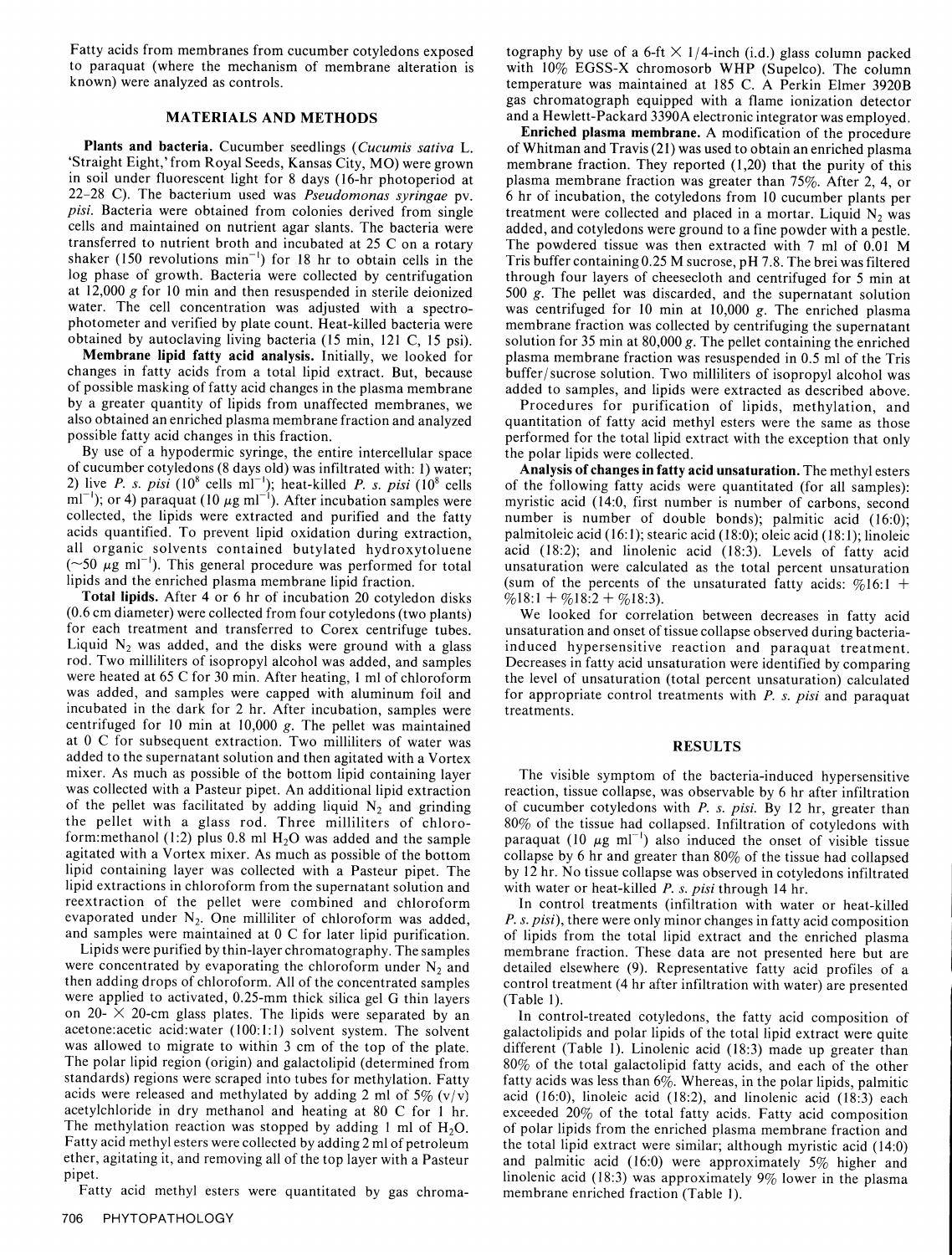Fatty acids from membranes from cucumber cotyledons exposed to paraquat (where the mechanism of membrane alteration is known) were analyzed as controls.

## MATERIALS AND METHODS

**Plants and bacteria.** Cucumber seedlings (*Cucumis sativa* L. 'Straight Eight,' from Royal Seeds, Kansas City, MO) were grown in soil under fluorescent light for 8 days (16-hr photoperiod at 22–28 C). The bacterium used was *Pseudomonas syringae* pv. *pisi*. Bacteria were obtained from colonies derived from single cells and maintained on nutrient agar slants. The bacteria were transferred to nutrient broth and incubated at 25 C on a rotary shaker (150 revolutions $min^{-1}$) for 18 hr to obtain cells in the log phase of growth. Bacteria were collected by centrifugation at 12,000 *g* for 10 min and then resuspended in sterile deionized water. The cell concentration was adjusted with a spectrophotometer and verified by plate count. Heat-killed bacteria were obtained by autoclaving living bacteria (15 min, 121 C, 15 psi).

**Membrane lipid fatty acid analysis.** Initially, we looked for changes in fatty acids from a total lipid extract. But, because of possible masking of fatty acid changes in the plasma membrane by a greater quantity of lipids from unaffected membranes, we also obtained an enriched plasma membrane fraction and analyzed possible fatty acid changes in this fraction.

By use of a hypodermic syringe, the entire intercellular space of cucumber cotyledons (8 days old) was infiltrated with: 1) water; 2) live *P. s. pisi* ($10^8$ cells $ml^{-1}$); heat-killed *P. s. pisi* ($10^8$ cells $ml^{-1}$); or 4) paraquat (10 $\mu g$ $ml^{-1}$). After incubation samples were collected, the lipids were extracted and purified and the fatty acids quantified. To prevent lipid oxidation during extraction, all organic solvents contained butylated hydroxytoluene (~50 $\mu g$ $ml^{-1}$). This general procedure was performed for total lipids and the enriched plasma membrane lipid fraction.

**Total lipids.** After 4 or 6 hr of incubation 20 cotyledon disks (0.6 cm diameter) were collected from four cotyledons (two plants) for each treatment and transferred to Corex centrifuge tubes. Liquid $N_2$ was added, and the disks were ground with a glass rod. Two milliliters of isopropyl alcohol was added, and samples were heated at 65 C for 30 min. After heating, 1 ml of chloroform was added, and samples were capped with aluminum foil and incubated in the dark for 2 hr. After incubation, samples were centrifuged for 10 min at 10,000 *g*. The pellet was maintained at 0 C for subsequent extraction. Two milliliters of water was added to the supernatant solution and then agitated with a Vortex mixer. As much as possible of the bottom lipid containing layer was collected with a Pasteur pipet. An additional lipid extraction of the pellet was facilitated by adding liquid $N_2$ and grinding the pellet with a glass rod. Three milliliters of chloroform:methanol (1:2) plus 0.8 ml $H_2O$ was added and the sample agitated with a Vortex mixer. As much as possible of the bottom lipid containing layer was collected with a Pasteur pipet. The lipid extractions in chloroform from the supernatant solution and reextraction of the pellet were combined and chloroform evaporated under $N_2$. One milliliter of chloroform was added, and samples were maintained at 0 C for later lipid purification.

Lipids were purified by thin-layer chromatography. The samples were concentrated by evaporating the chloroform under $N_2$ and then adding drops of chloroform. All of the concentrated samples were applied to activated, 0.25-mm thick silica gel G thin layers on 20- × 20-cm glass plates. The lipids were separated by an acetone:acetic acid:water (100:1:1) solvent system. The solvent was allowed to migrate to within 3 cm of the top of the plate. The polar lipid region (origin) and galactolipid (determined from standards) regions were scraped into tubes for methylation. Fatty acids were released and methylated by adding 2 ml of 5% (v/v) acetylchloride in dry methanol and heating at 80 C for 1 hr. The methylation reaction was stopped by adding 1 ml of $H_2O$. Fatty acid methyl esters were collected by adding 2 ml of petroleum ether, agitating it, and removing all of the top layer with a Pasteur pipet.

Fatty acid methyl esters were quantitated by gas chromatography by use of a 6-ft × 1/4-inch (i.d.) glass column packed with 10% EGSS-X chromosorb WHP (Supelco). The column temperature was maintained at 185 C. A Perkin Elmer 3920B gas chromatograph equipped with a flame ionization detector and a Hewlett-Packard 3390A electronic integrator was employed.

**Enriched plasma membrane.** A modification of the procedure of Whitman and Travis (21) was used to obtain an enriched plasma membrane fraction. They reported (1,20) that the purity of this plasma membrane fraction was greater than 75%. After 2, 4, or 6 hr of incubation, the cotyledons from 10 cucumber plants per treatment were collected and placed in a mortar. Liquid $N_2$ was added, and cotyledons were ground to a fine powder with a pestle. The powdered tissue was then extracted with 7 ml of 0.01 M Tris buffer containing 0.25 M sucrose, pH 7.8. The brei was filtered through four layers of cheesecloth and centrifuged for 5 min at 500 *g*. The pellet was discarded, and the supernatant solution was centrifuged for 10 min at 10,000 *g*. The enriched plasma membrane fraction was collected by centrifuging the supernatant solution for 35 min at 80,000 *g*. The pellet containing the enriched plasma membrane fraction was resuspended in 0.5 ml of the Tris buffer/sucrose solution. Two milliliters of isopropyl alcohol was added to samples, and lipids were extracted as described above.

Procedures for purification of lipids, methylation, and quantitation of fatty acid methyl esters were the same as those performed for the total lipid extract with the exception that only the polar lipids were collected.

**Analysis of changes in fatty acid unsaturation.** The methyl esters of the following fatty acids were quantitated (for all samples): myristic acid (14:0, first number is number of carbons, second number is number of double bonds); palmitic acid (16:0); palmitoleic acid (16:1); stearic acid (18:0); oleic acid (18:1); linoleic acid (18:2); and linolenic acid (18:3). Levels of fatty acid unsaturation were calculated as the total percent unsaturation (sum of the percents of the unsaturated fatty acids: %16:1 + %18:1 + %18:2 + %18:3).

We looked for correlation between decreases in fatty acid unsaturation and onset of tissue collapse observed during bacteria-induced hypersensitive reaction and paraquat treatment. Decreases in fatty acid unsaturation were identified by comparing the level of unsaturation (total percent unsaturation) calculated for appropriate control treatments with *P. s. pisi* and paraquat treatments.

## RESULTS

The visible symptom of the bacteria-induced hypersensitive reaction, tissue collapse, was observable by 6 hr after infiltration of cucumber cotyledons with *P. s. pisi*. By 12 hr, greater than 80% of the tissue had collapsed. Infiltration of cotyledons with paraquat (10 $\mu g$ $ml^{-1}$) also induced the onset of visible tissue collapse by 6 hr and greater than 80% of the tissue had collapsed by 12 hr. No tissue collapse was observed in cotyledons infiltrated with water or heat-killed *P. s. pisi* through 14 hr.

In control treatments (infiltration with water or heat-killed *P. s. pisi*), there were only minor changes in fatty acid composition of lipids from the total lipid extract and the enriched plasma membrane fraction. These data are not presented here but are detailed elsewhere (9). Representative fatty acid profiles of a control treatment (4 hr after infiltration with water) are presented (Table 1).

In control-treated cotyledons, the fatty acid composition of galactolipids and polar lipids of the total lipid extract were quite different (Table 1). Linolenic acid (18:3) made up greater than 80% of the total galactolipid fatty acids, and each of the other fatty acids was less than 6%. Whereas, in the polar lipids, palmitic acid (16:0), linoleic acid (18:2), and linolenic acid (18:3) each exceeded 20% of the total fatty acids. Fatty acid composition of polar lipids from the enriched plasma membrane fraction and the total lipid extract were similar; although myristic acid (14:0) and palmitic acid (16:0) were approximately 5% higher and linolenic acid (18:3) was approximately 9% lower in the plasma membrane enriched fraction (Table 1).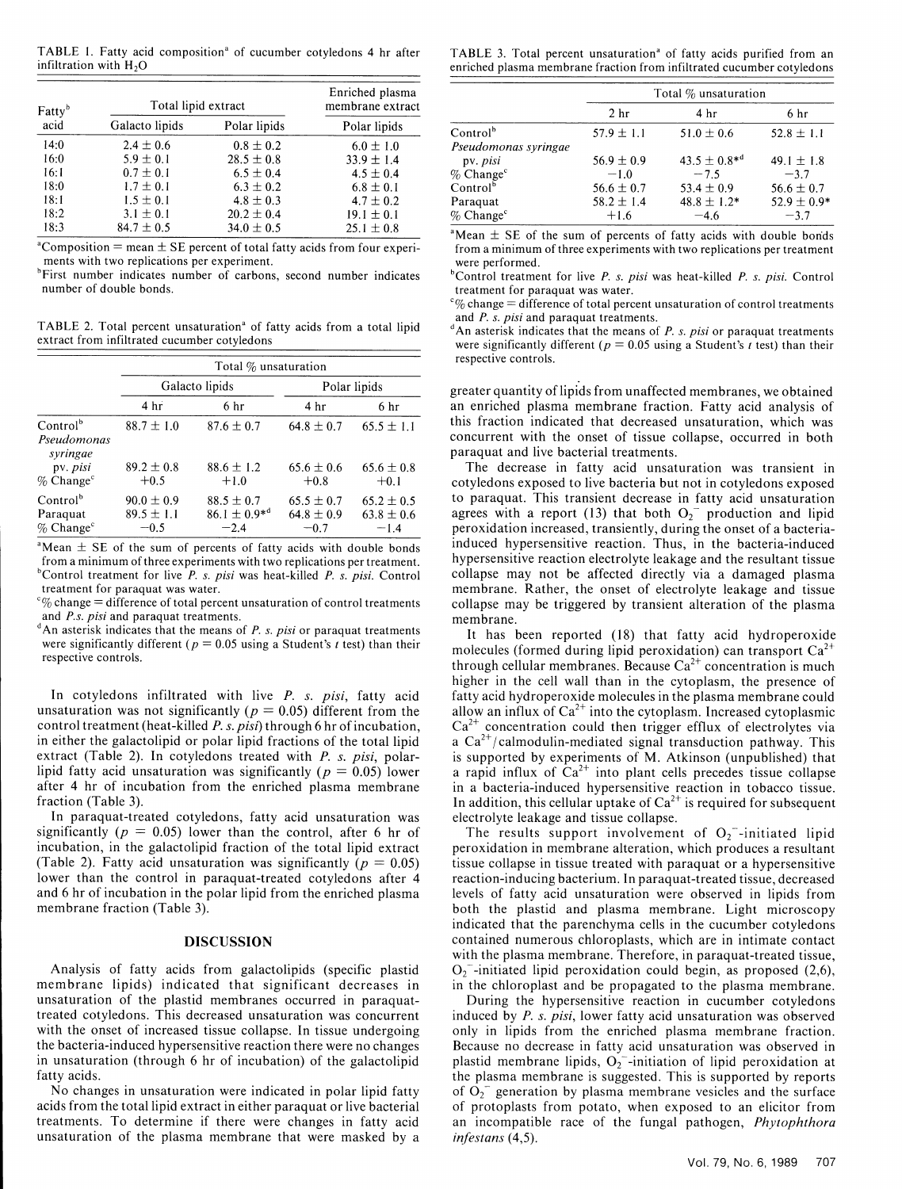TABLE 1. Fatty acid composition[a] of cucumber cotyledons 4 hr after infiltration with $H_2O$

| Fatty[b] acid | Total lipid extract | | Enriched plasma membrane extract |
|---|---|---|---|
| | Galacto lipids | Polar lipids | Polar lipids |
| 14:0 | 2.4 ± 0.6 | 0.8 ± 0.2 | 6.0 ± 1.0 |
| 16:0 | 5.9 ± 0.1 | 28.5 ± 0.8 | 33.9 ± 1.4 |
| 16:1 | 0.7 ± 0.1 | 6.5 ± 0.4 | 4.5 ± 0.4 |
| 18:0 | 1.7 ± 0.1 | 6.3 ± 0.2 | 6.8 ± 0.1 |
| 18:1 | 1.5 ± 0.1 | 4.8 ± 0.3 | 4.7 ± 0.2 |
| 18:2 | 3.1 ± 0.1 | 20.2 ± 0.4 | 19.1 ± 0.1 |
| 18:3 | 84.7 ± 0.5 | 34.0 ± 0.5 | 25.1 ± 0.8 |

[a]Composition = mean ± SE percent of total fatty acids from four experiments with two replications per experiment.
[b]First number indicates number of carbons, second number indicates number of double bonds.

TABLE 2. Total percent unsaturation[a] of fatty acids from a total lipid extract from infiltrated cucumber cotyledons

| | Total % unsaturation | | | |
|---|---|---|---|---|
| | Galacto lipids | | Polar lipids | |
| | 4 hr | 6 hr | 4 hr | 6 hr |
| Control[b] | 88.7 ± 1.0 | 87.6 ± 0.7 | 64.8 ± 0.7 | 65.5 ± 1.1 |
| *Pseudomonas syringae* pv. *pisi* | 89.2 ± 0.8 | 88.6 ± 1.2 | 65.6 ± 0.6 | 65.6 ± 0.8 |
| % Change[c] | +0.5 | +1.0 | +0.8 | +0.1 |
| Control[b] | 90.0 ± 0.9 | 88.5 ± 0.7 | 65.5 ± 0.7 | 65.2 ± 0.5 |
| Paraquat | 89.5 ± 1.1 | 86.1 ± 0.9*[d] | 64.8 ± 0.9 | 63.8 ± 0.6 |
| % Change[c] | −0.5 | −2.4 | −0.7 | −1.4 |

[a]Mean ± SE of the sum of percents of fatty acids with double bonds from a minimum of three experiments with two replications per treatment.
[b]Control treatment for live *P. s. pisi* was heat-killed *P. s. pisi*. Control treatment for paraquat was water.
[c]% change = difference of total percent unsaturation of control treatments and *P.s. pisi* and paraquat treatments.
[d]An asterisk indicates that the means of *P. s. pisi* or paraquat treatments were significantly different ($p = 0.05$ using a Student's $t$ test) than their respective controls.

In cotyledons infiltrated with live *P. s. pisi*, fatty acid unsaturation was not significantly ($p = 0.05$) different from the control treatment (heat-killed *P. s. pisi*) through 6 hr of incubation, in either the galactolipid or polar lipid fractions of the total lipid extract (Table 2). In cotyledons treated with *P. s. pisi*, polar-lipid fatty acid unsaturation was significantly ($p = 0.05$) lower after 4 hr of incubation from the enriched plasma membrane fraction (Table 3).

In paraquat-treated cotyledons, fatty acid unsaturation was significantly ($p = 0.05$) lower than the control, after 6 hr of incubation, in the galactolipid fraction of the total lipid extract (Table 2). Fatty acid unsaturation was significantly ($p = 0.05$) lower than the control in paraquat-treated cotyledons after 4 and 6 hr of incubation in the polar lipid from the enriched plasma membrane fraction (Table 3).

## DISCUSSION

Analysis of fatty acids from galactolipids (specific plastid membrane lipids) indicated that significant decreases in unsaturation of the plastid membranes occurred in paraquat-treated cotyledons. This decreased unsaturation was concurrent with the onset of increased tissue collapse. In tissue undergoing the bacteria-induced hypersensitive reaction there were no changes in unsaturation (through 6 hr of incubation) of the galactolipid fatty acids.

No changes in unsaturation were indicated in polar lipid fatty acids from the total lipid extract in either paraquat or live bacterial treatments. To determine if there were changes in fatty acid unsaturation of the plasma membrane that were masked by a greater quantity of lipids from unaffected membranes, we obtained an enriched plasma membrane fraction. Fatty acid analysis of this fraction indicated that decreased unsaturation, which was concurrent with the onset of tissue collapse, occurred in both paraquat and live bacterial treatments.

TABLE 3. Total percent unsaturation[a] of fatty acids purified from an enriched plasma membrane fraction from infiltrated cucumber cotyledons

| | Total % unsaturation | | |
|---|---|---|---|
| | 2 hr | 4 hr | 6 hr |
| Control[b] | 57.9 ± 1.1 | 51.0 ± 0.6 | 52.8 ± 1.1 |
| *Pseudomonas syringae* pv. *pisi* | 56.9 ± 0.9 | 43.5 ± 0.8*[d] | 49.1 ± 1.8 |
| % Change[c] | −1.0 | −7.5 | −3.7 |
| Control[b] | 56.6 ± 0.7 | 53.4 ± 0.9 | 56.6 ± 0.7 |
| Paraquat | 58.2 ± 1.4 | 48.8 ± 1.2* | 52.9 ± 0.9* |
| % Change[c] | +1.6 | −4.6 | −3.7 |

[a]Mean ± SE of the sum of percents of fatty acids with double bonds from a minimum of three experiments with two replications per treatment were performed.
[b]Control treatment for live *P. s. pisi* was heat-killed *P. s. pisi*. Control treatment for paraquat was water.
[c]% change = difference of total percent unsaturation of control treatments and *P. s. pisi* and paraquat treatments.
[d]An asterisk indicates that the means of *P. s. pisi* or paraquat treatments were significantly different ($p = 0.05$ using a Student's $t$ test) than their respective controls.

The decrease in fatty acid unsaturation was transient in cotyledons exposed to live bacteria but not in cotyledons exposed to paraquat. This transient decrease in fatty acid unsaturation agrees with a report (13) that both $O_2^-$ production and lipid peroxidation increased, transiently, during the onset of a bacteria-induced hypersensitive reaction. Thus, in the bacteria-induced hypersensitive reaction electrolyte leakage and the resultant tissue collapse may not be affected directly via a damaged plasma membrane. Rather, the onset of electrolyte leakage and tissue collapse may be triggered by transient alteration of the plasma membrane.

It has been reported (18) that fatty acid hydroperoxide molecules (formed during lipid peroxidation) can transport $Ca^{2+}$ through cellular membranes. Because $Ca^{2+}$ concentration is much higher in the cell wall than in the cytoplasm, the presence of fatty acid hydroperoxide molecules in the plasma membrane could allow an influx of $Ca^{2+}$ into the cytoplasm. Increased cytoplasmic $Ca^{2+}$ concentration could then trigger efflux of electrolytes via a $Ca^{2+}$/calmodulin-mediated signal transduction pathway. This is supported by experiments of M. Atkinson (unpublished) that a rapid influx of $Ca^{2+}$ into plant cells precedes tissue collapse in a bacteria-induced hypersensitive reaction in tobacco tissue. In addition, this cellular uptake of $Ca^{2+}$ is required for subsequent electrolyte leakage and tissue collapse.

The results support involvement of $O_2^-$-initiated lipid peroxidation in membrane alteration, which produces a resultant tissue collapse in tissue treated with paraquat or a hypersensitive reaction-inducing bacterium. In paraquat-treated tissue, decreased levels of fatty acid unsaturation were observed in lipids from both the plastid and plasma membrane. Light microscopy indicated that the parenchyma cells in the cucumber cotyledons contained numerous chloroplasts, which are in intimate contact with the plasma membrane. Therefore, in paraquat-treated tissue, $O_2^-$-initiated lipid peroxidation could begin, as proposed (2,6), in the chloroplast and be propagated to the plasma membrane.

During the hypersensitive reaction in cucumber cotyledons induced by *P. s. pisi*, lower fatty acid unsaturation was observed only in lipids from the enriched plasma membrane fraction. Because no decrease in fatty acid unsaturation was observed in plastid membrane lipids, $O_2^-$-initiation of lipid peroxidation at the plasma membrane is suggested. This is supported by reports of $O_2^-$ generation by plasma membrane vesicles and the surface of protoplasts from potato, when exposed to an elicitor from an incompatible race of the fungal pathogen, *Phytophthora infestans* (4,5).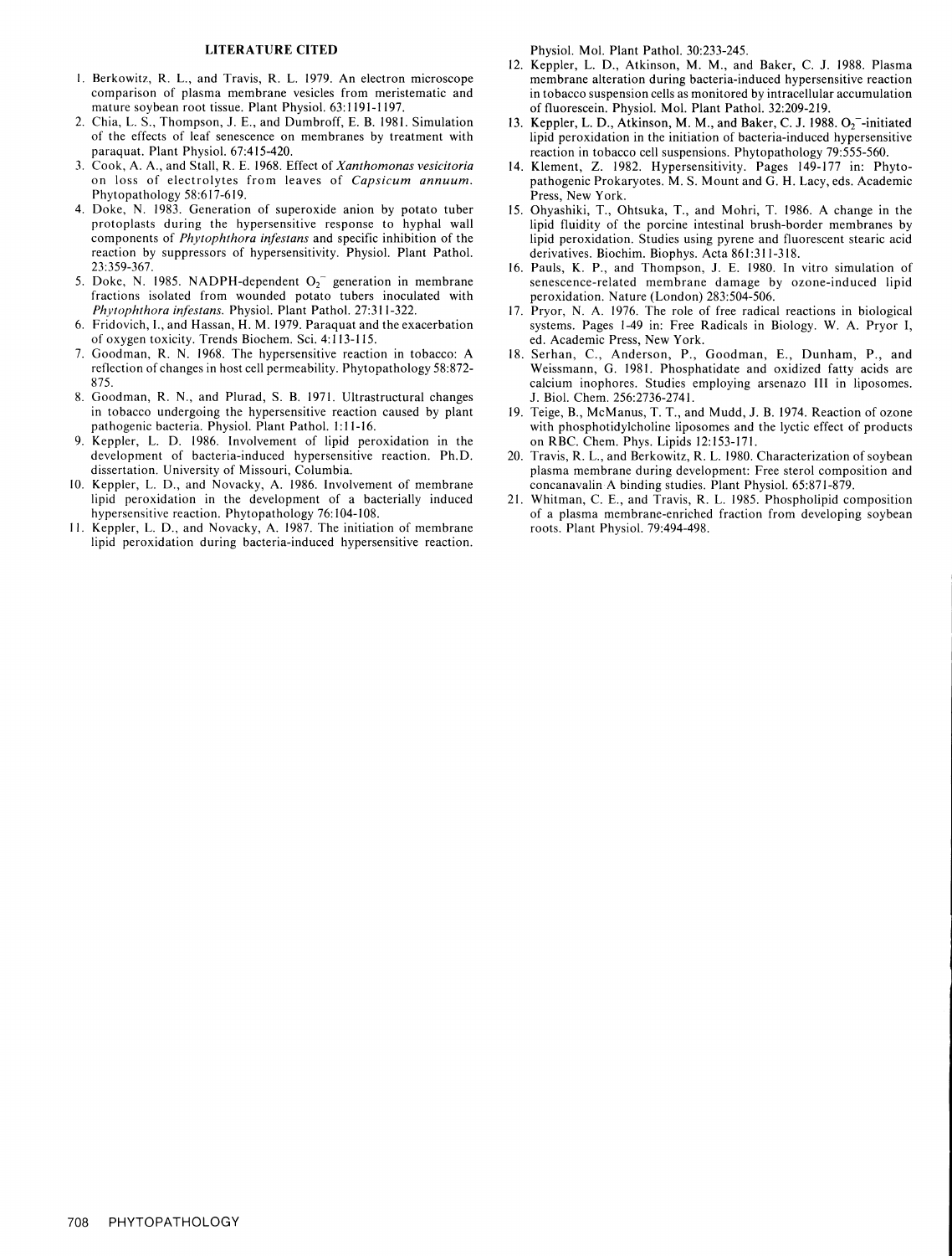## LITERATURE CITED

1. Berkowitz, R. L., and Travis, R. L. 1979. An electron microscope comparison of plasma membrane vesicles from meristematic and mature soybean root tissue. Plant Physiol. 63:1191-1197.
2. Chia, L. S., Thompson, J. E., and Dumbroff, E. B. 1981. Simulation of the effects of leaf senescence on membranes by treatment with paraquat. Plant Physiol. 67:415-420.
3. Cook, A. A., and Stall, R. E. 1968. Effect of *Xanthomonas vesicitoria* on loss of electrolytes from leaves of *Capsicum annuum*. Phytopathology 58:617-619.
4. Doke, N. 1983. Generation of superoxide anion by potato tuber protoplasts during the hypersensitive response to hyphal wall components of *Phytophthora infestans* and specific inhibition of the reaction by suppressors of hypersensitivity. Physiol. Plant Pathol. 23:359-367.
5. Doke, N. 1985. NADPH-dependent $O_2^-$ generation in membrane fractions isolated from wounded potato tubers inoculated with *Phytophthora infestans*. Physiol. Plant Pathol. 27:311-322.
6. Fridovich, I., and Hassan, H. M. 1979. Paraquat and the exacerbation of oxygen toxicity. Trends Biochem. Sci. 4:113-115.
7. Goodman, R. N. 1968. The hypersensitive reaction in tobacco: A reflection of changes in host cell permeability. Phytopathology 58:872-875.
8. Goodman, R. N., and Plurad, S. B. 1971. Ultrastructural changes in tobacco undergoing the hypersensitive reaction caused by plant pathogenic bacteria. Physiol. Plant Pathol. 1:11-16.
9. Keppler, L. D. 1986. Involvement of lipid peroxidation in the development of bacteria-induced hypersensitive reaction. Ph.D. dissertation. University of Missouri, Columbia.
10. Keppler, L. D., and Novacky, A. 1986. Involvement of membrane lipid peroxidation in the development of a bacterially induced hypersensitive reaction. Phytopathology 76:104-108.
11. Keppler, L. D., and Novacky, A. 1987. The initiation of membrane lipid peroxidation during bacteria-induced hypersensitive reaction. Physiol. Mol. Plant Pathol. 30:233-245.
12. Keppler, L. D., Atkinson, M. M., and Baker, C. J. 1988. Plasma membrane alteration during bacteria-induced hypersensitive reaction in tobacco suspension cells as monitored by intracellular accumulation of fluorescein. Physiol. Mol. Plant Pathol. 32:209-219.
13. Keppler, L. D., Atkinson, M. M., and Baker, C. J. 1988. $O_2^-$-initiated lipid peroxidation in the initiation of bacteria-induced hypersensitive reaction in tobacco cell suspensions. Phytopathology 79:555-560.
14. Klement, Z. 1982. Hypersensitivity. Pages 149-177 in: Phytopathogenic Prokaryotes. M. S. Mount and G. H. Lacy, eds. Academic Press, New York.
15. Ohyashiki, T., Ohtsuka, T., and Mohri, T. 1986. A change in the lipid fluidity of the porcine intestinal brush-border membranes by lipid peroxidation. Studies using pyrene and fluorescent stearic acid derivatives. Biochim. Biophys. Acta 861:311-318.
16. Pauls, K. P., and Thompson, J. E. 1980. In vitro simulation of senescence-related membrane damage by ozone-induced lipid peroxidation. Nature (London) 283:504-506.
17. Pryor, N. A. 1976. The role of free radical reactions in biological systems. Pages 1-49 in: Free Radicals in Biology. W. A. Pryor I, ed. Academic Press, New York.
18. Serhan, C., Anderson, P., Goodman, E., Dunham, P., and Weissmann, G. 1981. Phosphatidate and oxidized fatty acids are calcium inophores. Studies employing arsenazo III in liposomes. J. Biol. Chem. 256:2736-2741.
19. Teige, B., McManus, T. T., and Mudd, J. B. 1974. Reaction of ozone with phosphotidylcholine liposomes and the lyctic effect of products on RBC. Chem. Phys. Lipids 12:153-171.
20. Travis, R. L., and Berkowitz, R. L. 1980. Characterization of soybean plasma membrane during development: Free sterol composition and concanavalin A binding studies. Plant Physiol. 65:871-879.
21. Whitman, C. E., and Travis, R. L. 1985. Phospholipid composition of a plasma membrane-enriched fraction from developing soybean roots. Plant Physiol. 79:494-498.